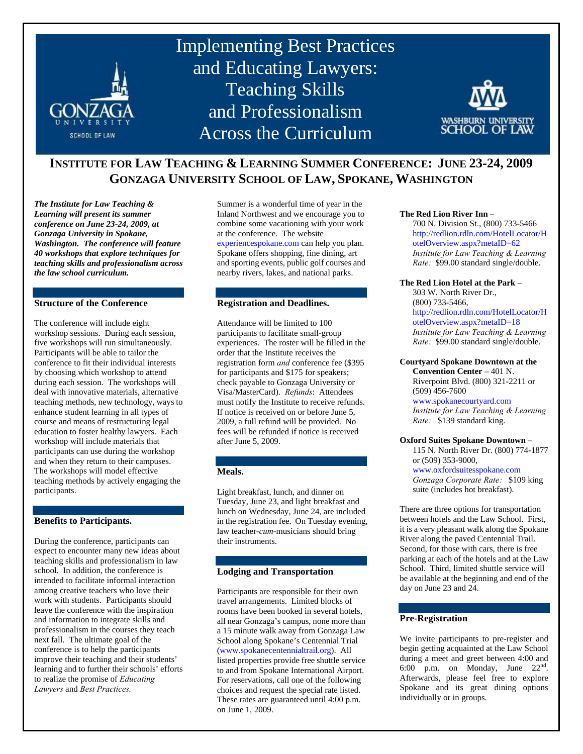# Implementing Best Practices and Educating Lawyers: Teaching Skills and Professionalism Across the Curriculum

GONZAGA UNIVERSITY SCHOOL OF LAW

WASHBURN UNIVERSITY SCHOOL OF LAW

## INSTITUTE FOR LAW TEACHING & LEARNING SUMMER CONFERENCE: JUNE 23-24, 2009
## GONZAGA UNIVERSITY SCHOOL OF LAW, SPOKANE, WASHINGTON

***The Institute for Law Teaching & Learning will present its summer conference on June 23-24, 2009, at Gonzaga University in Spokane, Washington. The conference will feature 40 workshops that explore techniques for teaching skills and professionalism across the law school curriculum.***

### Structure of the Conference

The conference will include eight workshop sessions. During each session, five workshops will run simultaneously. Participants will be able to tailor the conference to fit their individual interests by choosing which workshop to attend during each session. The workshops will deal with innovative materials, alternative teaching methods, new technology, ways to enhance student learning in all types of course and means of restructuring legal education to foster healthy lawyers. Each workshop will include materials that participants can use during the workshop and when they return to their campuses. The workshops will model effective teaching methods by actively engaging the participants.

### Benefits to Participants.

During the conference, participants can expect to encounter many new ideas about teaching skills and professionalism in law school. In addition, the conference is intended to facilitate informal interaction among creative teachers who love their work with students. Participants should leave the conference with the inspiration and information to integrate skills and professionalism in the courses they teach next fall. The ultimate goal of the conference is to help the participants improve their teaching and their students' learning and to further their schools' efforts to realize the promise of *Educating Lawyers* and *Best Practices*.

Summer is a wonderful time of year in the Inland Northwest and we encourage you to combine some vacationing with your work at the conference. The website experiencespokane.com can help you plan. Spokane offers shopping, fine dining, art and sporting events, public golf courses and nearby rivers, lakes, and national parks.

### Registration and Deadlines.

Attendance will be limited to 100 participants to facilitate small-group experiences. The roster will be filled in the order that the Institute receives the registration form *and* conference fee ($395 for participants and $175 for speakers; check payable to Gonzaga University or Visa/MasterCard). *Refunds*: Attendees must notify the Institute to receive refunds. If notice is received on or before June 5, 2009, a full refund will be provided. No fees will be refunded if notice is received after June 5, 2009.

### Meals.

Light breakfast, lunch, and dinner on Tuesday, June 23, and light breakfast and lunch on Wednesday, June 24, are included in the registration fee. On Tuesday evening, law teacher-*cum*-musicians should bring their instruments.

### Lodging and Transportation

Participants are responsible for their own travel arrangements. Limited blocks of rooms have been booked in several hotels, all near Gonzaga's campus, none more than a 15 minute walk away from Gonzaga Law School along Spokane's Centennial Trial (www.spokanecentennialtrail.org). All listed properties provide free shuttle service to and from Spokane International Airport. For reservations, call one of the following choices and request the special rate listed. These rates are guaranteed until 4:00 p.m. on June 1, 2009.

**The Red Lion River Inn** –
700 N. Division St., (800) 733-5466
http://redlion.rdln.com/HotelLocator/HotelOverview.aspx?metaID=62
*Institute for Law Teaching & Learning Rate:* $99.00 standard single/double.

**The Red Lion Hotel at the Park** –
303 W. North River Dr.,
(800) 733-5466,
http://redlion.rdln.com/HotelLocator/HotelOverview.aspx?metaID=18
*Institute for Law Teaching & Learning Rate:* $99.00 standard single/double.

**Courtyard Spokane Downtown at the Convention Center** – 401 N. Riverpoint Blvd. (800) 321-2211 or (509) 456-7600
www.spokanecourtyard.com
*Institute for Law Teaching & Learning Rate:* $139 standard king.

**Oxford Suites Spokane Downtown** –
115 N. North River Dr. (800) 774-1877 or (509) 353-9000,
www.oxfordsuitesspokane.com
*Gonzaga Corporate Rate:* $109 king suite (includes hot breakfast).

There are three options for transportation between hotels and the Law School. First, it is a very pleasant walk along the Spokane River along the paved Centennial Trail. Second, for those with cars, there is free parking at each of the hotels and at the Law School. Third, limited shuttle service will be available at the beginning and end of the day on June 23 and 24.

### Pre-Registration

We invite participants to pre-register and begin getting acquainted at the Law School during a meet and greet between 4:00 and 6:00 p.m. on Monday, June 22nd. Afterwards, please feel free to explore Spokane and its great dining options individually or in groups.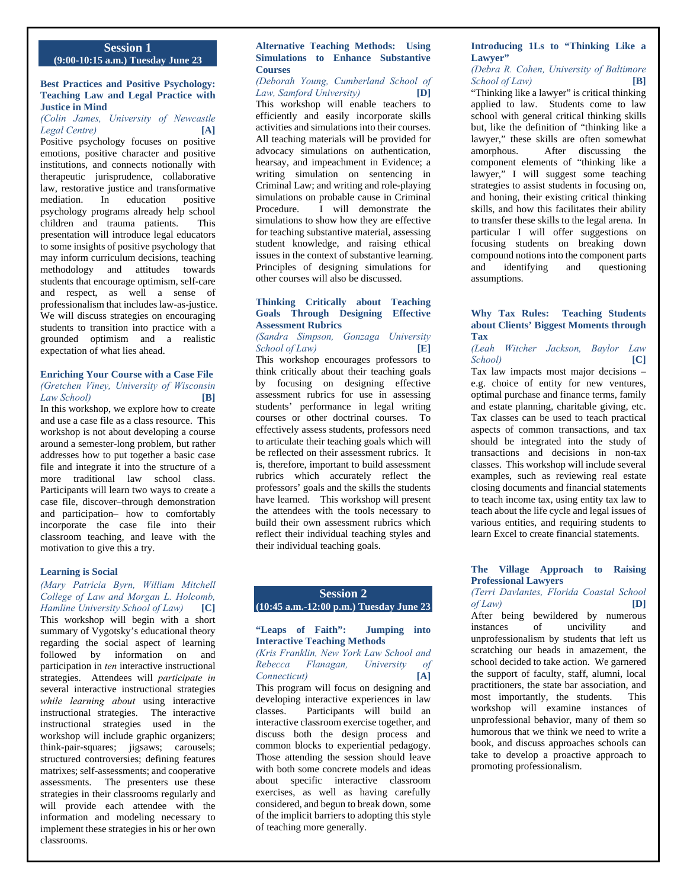## Session 1
**(9:00-10:15 a.m.) Tuesday June 23**

### Best Practices and Positive Psychology: Teaching Law and Legal Practice with Justice in Mind
*(Colin James, University of Newcastle Legal Centre)* **[A]**

Positive psychology focuses on positive emotions, positive character and positive institutions, and connects notionally with therapeutic jurisprudence, collaborative law, restorative justice and transformative mediation. In education positive psychology programs already help school children and trauma patients. This presentation will introduce legal educators to some insights of positive psychology that may inform curriculum decisions, teaching methodology and attitudes towards students that encourage optimism, self-care and respect, as well a sense of professionalism that includes law-as-justice. We will discuss strategies on encouraging students to transition into practice with a grounded optimism and a realistic expectation of what lies ahead.

### Enriching Your Course with a Case File
*(Gretchen Viney, University of Wisconsin Law School)* **[B]**

In this workshop, we explore how to create and use a case file as a class resource. This workshop is not about developing a course around a semester-long problem, but rather addresses how to put together a basic case file and integrate it into the structure of a more traditional law school class. Participants will learn two ways to create a case file, discover–through demonstration and participation– how to comfortably incorporate the case file into their classroom teaching, and leave with the motivation to give this a try.

### Learning is Social
*(Mary Patricia Byrn, William Mitchell College of Law and Morgan L. Holcomb, Hamline University School of Law)* **[C]**

This workshop will begin with a short summary of Vygotsky's educational theory regarding the social aspect of learning followed by information on and participation in *ten* interactive instructional strategies. Attendees will *participate in* several interactive instructional strategies *while learning about* using interactive instructional strategies. The interactive instructional strategies used in the workshop will include graphic organizers; think-pair-squares; jigsaws; carousels; structured controversies; defining features matrixes; self-assessments; and cooperative assessments. The presenters use these strategies in their classrooms regularly and will provide each attendee with the information and modeling necessary to implement these strategies in his or her own classrooms.

### Alternative Teaching Methods: Using Simulations to Enhance Substantive Courses
*(Deborah Young, Cumberland School of Law, Samford University)* **[D]**

This workshop will enable teachers to efficiently and easily incorporate skills activities and simulations into their courses. All teaching materials will be provided for advocacy simulations on authentication, hearsay, and impeachment in Evidence; a writing simulation on sentencing in Criminal Law; and writing and role-playing simulations on probable cause in Criminal Procedure. I will demonstrate the simulations to show how they are effective for teaching substantive material, assessing student knowledge, and raising ethical issues in the context of substantive learning. Principles of designing simulations for other courses will also be discussed.

### Thinking Critically about Teaching Goals Through Designing Effective Assessment Rubrics
*(Sandra Simpson, Gonzaga University School of Law)* **[E]**

This workshop encourages professors to think critically about their teaching goals by focusing on designing effective assessment rubrics for use in assessing students' performance in legal writing courses or other doctrinal courses. To effectively assess students, professors need to articulate their teaching goals which will be reflected on their assessment rubrics. It is, therefore, important to build assessment rubrics which accurately reflect the professors' goals and the skills the students have learned. This workshop will present the attendees with the tools necessary to build their own assessment rubrics which reflect their individual teaching styles and their individual teaching goals.

## Session 2
**(10:45 a.m.-12:00 p.m.) Tuesday June 23**

### "Leaps of Faith": Jumping into Interactive Teaching Methods
*(Kris Franklin, New York Law School and Rebecca Flanagan, University of Connecticut)* **[A]**

This program will focus on designing and developing interactive experiences in law classes. Participants will build an interactive classroom exercise together, and discuss both the design process and common blocks to experiential pedagogy. Those attending the session should leave with both some concrete models and ideas about specific interactive classroom exercises, as well as having carefully considered, and begun to break down, some of the implicit barriers to adopting this style of teaching more generally.

### Introducing 1Ls to "Thinking Like a Lawyer"
*(Debra R. Cohen, University of Baltimore School of Law)* **[B]**

"Thinking like a lawyer" is critical thinking applied to law. Students come to law school with general critical thinking skills but, like the definition of "thinking like a lawyer," these skills are often somewhat amorphous. After discussing the component elements of "thinking like a lawyer," I will suggest some teaching strategies to assist students in focusing on, and honing, their existing critical thinking skills, and how this facilitates their ability to transfer these skills to the legal arena. In particular I will offer suggestions on focusing students on breaking down compound notions into the component parts and identifying and questioning assumptions.

### Why Tax Rules: Teaching Students about Clients' Biggest Moments through Tax
*(Leah Witcher Jackson, Baylor Law School)* **[C]**

Tax law impacts most major decisions – e.g. choice of entity for new ventures, optimal purchase and finance terms, family and estate planning, charitable giving, etc. Tax classes can be used to teach practical aspects of common transactions, and tax should be integrated into the study of transactions and decisions in non-tax classes. This workshop will include several examples, such as reviewing real estate closing documents and financial statements to teach income tax, using entity tax law to teach about the life cycle and legal issues of various entities, and requiring students to learn Excel to create financial statements.

### The Village Approach to Raising Professional Lawyers
*(Terri Davlantes, Florida Coastal School of Law)* **[D]**

After being bewildered by numerous instances of uncivility and unprofessionalism by students that left us scratching our heads in amazement, the school decided to take action. We garnered the support of faculty, staff, alumni, local practitioners, the state bar association, and most importantly, the students. This workshop will examine instances of unprofessional behavior, many of them so humorous that we think we need to write a book, and discuss approaches schools can take to develop a proactive approach to promoting professionalism.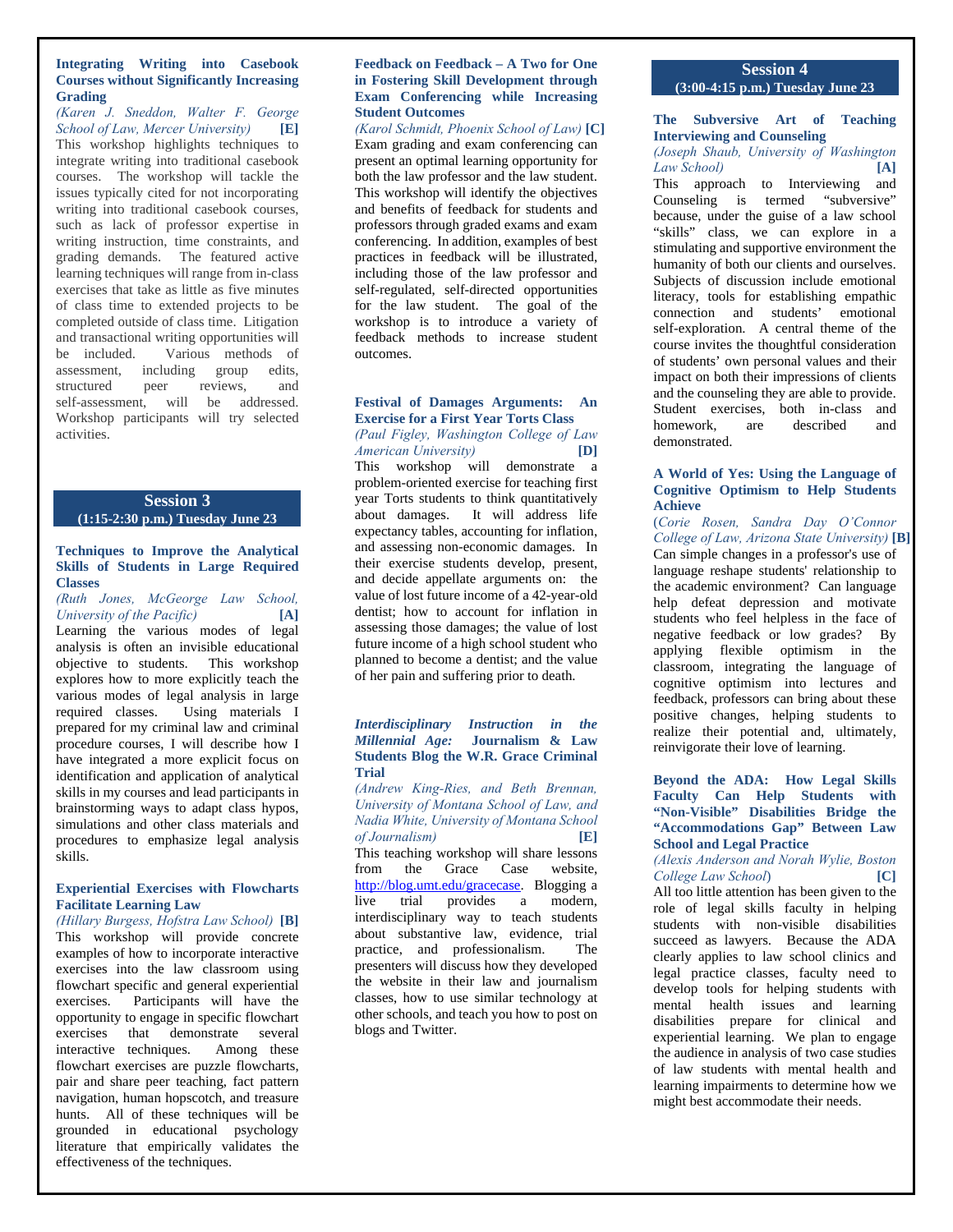### Integrating Writing into Casebook Courses without Significantly Increasing Grading

*(Karen J. Sneddon, Walter F. George School of Law, Mercer University)* **[E]**

This workshop highlights techniques to integrate writing into traditional casebook courses. The workshop will tackle the issues typically cited for not incorporating writing into traditional casebook courses, such as lack of professor expertise in writing instruction, time constraints, and grading demands. The featured active learning techniques will range from in-class exercises that take as little as five minutes of class time to extended projects to be completed outside of class time. Litigation and transactional writing opportunities will be included. Various methods of assessment, including group edits, structured peer reviews, and self-assessment, will be addressed. Workshop participants will try selected activities.

## Session 3
**(1:15-2:30 p.m.) Tuesday June 23**

### Techniques to Improve the Analytical Skills of Students in Large Required Classes

*(Ruth Jones, McGeorge Law School, University of the Pacific)* **[A]**

Learning the various modes of legal analysis is often an invisible educational objective to students. This workshop explores how to more explicitly teach the various modes of legal analysis in large required classes. Using materials I prepared for my criminal law and criminal procedure courses, I will describe how I have integrated a more explicit focus on identification and application of analytical skills in my courses and lead participants in brainstorming ways to adapt class hypos, simulations and other class materials and procedures to emphasize legal analysis skills.

### Experiential Exercises with Flowcharts Facilitate Learning Law

*(Hillary Burgess, Hofstra Law School)* **[B]**

This workshop will provide concrete examples of how to incorporate interactive exercises into the law classroom using flowchart specific and general experiential exercises. Participants will have the opportunity to engage in specific flowchart exercises that demonstrate several interactive techniques. Among these flowchart exercises are puzzle flowcharts, pair and share peer teaching, fact pattern navigation, human hopscotch, and treasure hunts. All of these techniques will be grounded in educational psychology literature that empirically validates the effectiveness of the techniques.

### Feedback on Feedback – A Two for One in Fostering Skill Development through Exam Conferencing while Increasing Student Outcomes

*(Karol Schmidt, Phoenix School of Law)* **[C]**

Exam grading and exam conferencing can present an optimal learning opportunity for both the law professor and the law student. This workshop will identify the objectives and benefits of feedback for students and professors through graded exams and exam conferencing. In addition, examples of best practices in feedback will be illustrated, including those of the law professor and self-regulated, self-directed opportunities for the law student. The goal of the workshop is to introduce a variety of feedback methods to increase student outcomes.

### Festival of Damages Arguments: An Exercise for a First Year Torts Class

*(Paul Figley, Washington College of Law American University)* **[D]**

This workshop will demonstrate a problem-oriented exercise for teaching first year Torts students to think quantitatively about damages. It will address life expectancy tables, accounting for inflation, and assessing non-economic damages. In their exercise students develop, present, and decide appellate arguments on: the value of lost future income of a 42-year-old dentist; how to account for inflation in assessing those damages; the value of lost future income of a high school student who planned to become a dentist; and the value of her pain and suffering prior to death.

### *Interdisciplinary Instruction in the Millennial Age:* Journalism & Law Students Blog the W.R. Grace Criminal Trial

*(Andrew King-Ries, and Beth Brennan, University of Montana School of Law, and Nadia White, University of Montana School of Journalism)* **[E]**

This teaching workshop will share lessons from the Grace Case website, http://blog.umt.edu/gracecase. Blogging a live trial provides a modern, interdisciplinary way to teach students about substantive law, evidence, trial practice, and professionalism. The presenters will discuss how they developed the website in their law and journalism classes, how to use similar technology at other schools, and teach you how to post on blogs and Twitter.

## Session 4
**(3:00-4:15 p.m.) Tuesday June 23**

### The Subversive Art of Teaching Interviewing and Counseling

*(Joseph Shaub, University of Washington Law School)* **[A]**

This approach to Interviewing and Counseling is termed "subversive" because, under the guise of a law school "skills" class, we can explore in a stimulating and supportive environment the humanity of both our clients and ourselves. Subjects of discussion include emotional literacy, tools for establishing empathic connection and students' emotional self-exploration. A central theme of the course invites the thoughtful consideration of students' own personal values and their impact on both their impressions of clients and the counseling they are able to provide. Student exercises, both in-class and homework, are described and demonstrated.

### A World of Yes: Using the Language of Cognitive Optimism to Help Students Achieve

(*Corie Rosen, Sandra Day O'Connor College of Law, Arizona State University)* **[B]**

Can simple changes in a professor's use of language reshape students' relationship to the academic environment? Can language help defeat depression and motivate students who feel helpless in the face of negative feedback or low grades? By applying flexible optimism in the classroom, integrating the language of cognitive optimism into lectures and feedback, professors can bring about these positive changes, helping students to realize their potential and, ultimately, reinvigorate their love of learning.

### Beyond the ADA: How Legal Skills Faculty Can Help Students with "Non-Visible" Disabilities Bridge the "Accommodations Gap" Between Law School and Legal Practice

*(Alexis Anderson and Norah Wylie, Boston College Law School*) **[C]**

All too little attention has been given to the role of legal skills faculty in helping students with non-visible disabilities succeed as lawyers. Because the ADA clearly applies to law school clinics and legal practice classes, faculty need to develop tools for helping students with mental health issues and learning disabilities prepare for clinical and experiential learning. We plan to engage the audience in analysis of two case studies of law students with mental health and learning impairments to determine how we might best accommodate their needs.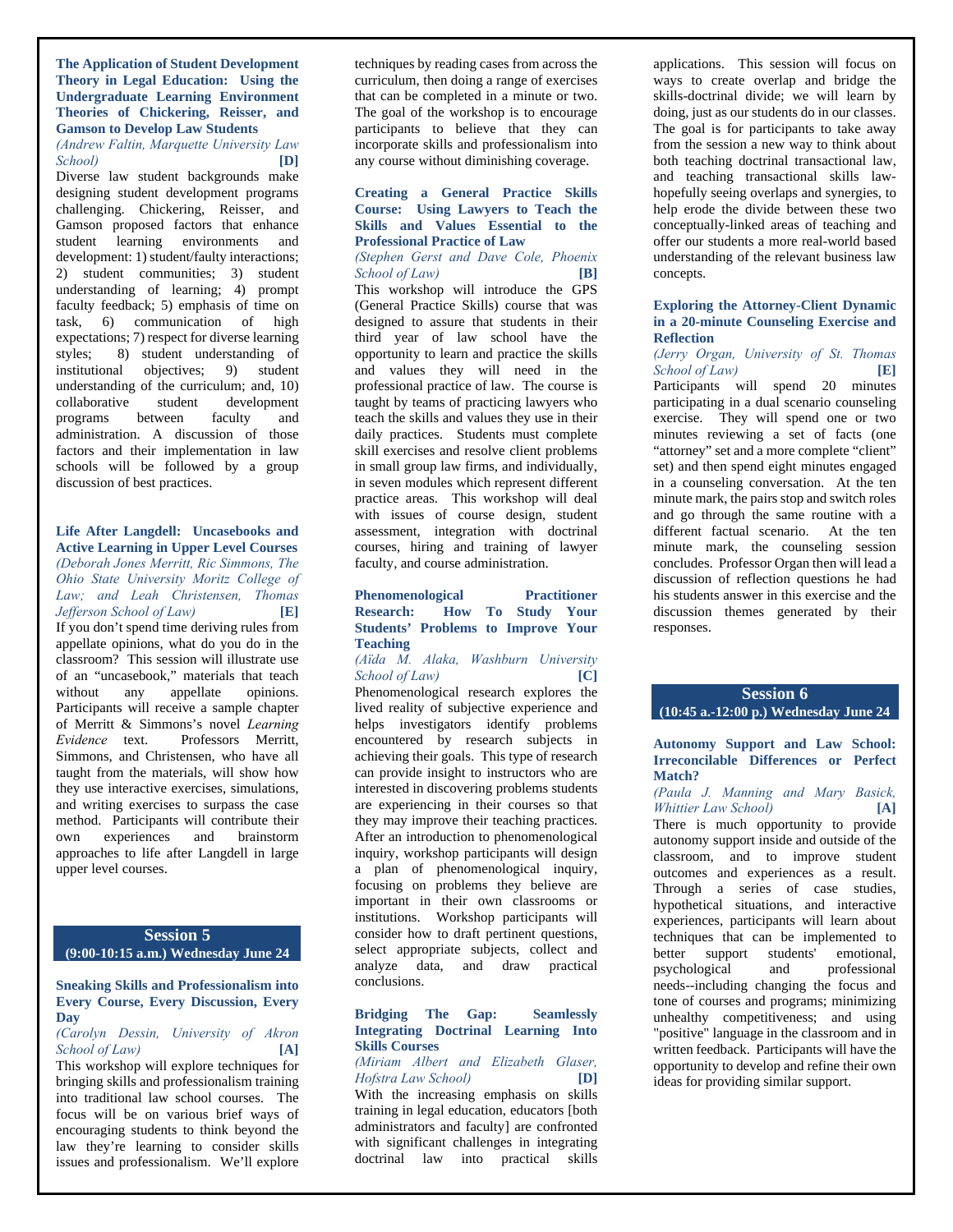### The Application of Student Development Theory in Legal Education: Using the Undergraduate Learning Environment Theories of Chickering, Reisser, and Gamson to Develop Law Students

*(Andrew Faltin, Marquette University Law School)* **[D]**

Diverse law student backgrounds make designing student development programs challenging. Chickering, Reisser, and Gamson proposed factors that enhance student learning environments and development: 1) student/faulty interactions; 2) student communities; 3) student understanding of learning; 4) prompt faculty feedback; 5) emphasis of time on task, 6) communication of high expectations; 7) respect for diverse learning styles; 8) student understanding of institutional objectives; 9) student understanding of the curriculum; and, 10) collaborative student development programs between faculty and administration. A discussion of those factors and their implementation in law schools will be followed by a group discussion of best practices.

### Life After Langdell: Uncasebooks and Active Learning in Upper Level Courses

*(Deborah Jones Merritt, Ric Simmons, The Ohio State University Moritz College of Law; and Leah Christensen, Thomas Jefferson School of Law)* **[E]**

If you don't spend time deriving rules from appellate opinions, what do you do in the classroom? This session will illustrate use of an "uncasebook," materials that teach without any appellate opinions. Participants will receive a sample chapter of Merritt & Simmons's novel *Learning Evidence* text. Professors Merritt, Simmons, and Christensen, who have all taught from the materials, will show how they use interactive exercises, simulations, and writing exercises to surpass the case method. Participants will contribute their own experiences and brainstorm approaches to life after Langdell in large upper level courses.

## Session 5
**(9:00-10:15 a.m.) Wednesday June 24**

### Sneaking Skills and Professionalism into Every Course, Every Discussion, Every Day

*(Carolyn Dessin, University of Akron School of Law)* **[A]**

This workshop will explore techniques for bringing skills and professionalism training into traditional law school courses. The focus will be on various brief ways of encouraging students to think beyond the law they're learning to consider skills issues and professionalism. We'll explore techniques by reading cases from across the curriculum, then doing a range of exercises that can be completed in a minute or two. The goal of the workshop is to encourage participants to believe that they can incorporate skills and professionalism into any course without diminishing coverage.

### Creating a General Practice Skills Course: Using Lawyers to Teach the Skills and Values Essential to the Professional Practice of Law

*(Stephen Gerst and Dave Cole, Phoenix School of Law)* **[B]**

This workshop will introduce the GPS (General Practice Skills) course that was designed to assure that students in their third year of law school have the opportunity to learn and practice the skills and values they will need in the professional practice of law. The course is taught by teams of practicing lawyers who teach the skills and values they use in their daily practices. Students must complete skill exercises and resolve client problems in small group law firms, and individually, in seven modules which represent different practice areas. This workshop will deal with issues of course design, student assessment, integration with doctrinal courses, hiring and training of lawyer faculty, and course administration.

### Phenomenological Practitioner Research: How To Study Your Students' Problems to Improve Your Teaching

*(Aïda M. Alaka, Washburn University School of Law)* **[C]**

Phenomenological research explores the lived reality of subjective experience and helps investigators identify problems encountered by research subjects in achieving their goals. This type of research can provide insight to instructors who are interested in discovering problems students are experiencing in their courses so that they may improve their teaching practices. After an introduction to phenomenological inquiry, workshop participants will design a plan of phenomenological inquiry, focusing on problems they believe are important in their own classrooms or institutions. Workshop participants will consider how to draft pertinent questions, select appropriate subjects, collect and analyze data, and draw practical conclusions.

### Bridging The Gap: Seamlessly Integrating Doctrinal Learning Into Skills Courses

*(Miriam Albert and Elizabeth Glaser, Hofstra Law School)* **[D]**

With the increasing emphasis on skills training in legal education, educators [both administrators and faculty] are confronted with significant challenges in integrating doctrinal law into practical skills applications. This session will focus on ways to create overlap and bridge the skills-doctrinal divide; we will learn by doing, just as our students do in our classes. The goal is for participants to take away from the session a new way to think about both teaching doctrinal transactional law, and teaching transactional skills law- hopefully seeing overlaps and synergies, to help erode the divide between these two conceptually-linked areas of teaching and offer our students a more real-world based understanding of the relevant business law concepts.

### Exploring the Attorney-Client Dynamic in a 20-minute Counseling Exercise and Reflection

*(Jerry Organ, University of St. Thomas School of Law)* **[E]**

Participants will spend 20 minutes participating in a dual scenario counseling exercise. They will spend one or two minutes reviewing a set of facts (one "attorney" set and a more complete "client" set) and then spend eight minutes engaged in a counseling conversation. At the ten minute mark, the pairs stop and switch roles and go through the same routine with a different factual scenario. At the ten minute mark, the counseling session concludes. Professor Organ then will lead a discussion of reflection questions he had his students answer in this exercise and the discussion themes generated by their responses.

## Session 6
**(10:45 a.-12:00 p.) Wednesday June 24**

### Autonomy Support and Law School: Irreconcilable Differences or Perfect Match?

*(Paula J. Manning and Mary Basick, Whittier Law School)* **[A]**

There is much opportunity to provide autonomy support inside and outside of the classroom, and to improve student outcomes and experiences as a result. Through a series of case studies, hypothetical situations, and interactive experiences, participants will learn about techniques that can be implemented to better support students' emotional, psychological and professional needs--including changing the focus and tone of courses and programs; minimizing unhealthy competitiveness; and using "positive" language in the classroom and in written feedback. Participants will have the opportunity to develop and refine their own ideas for providing similar support.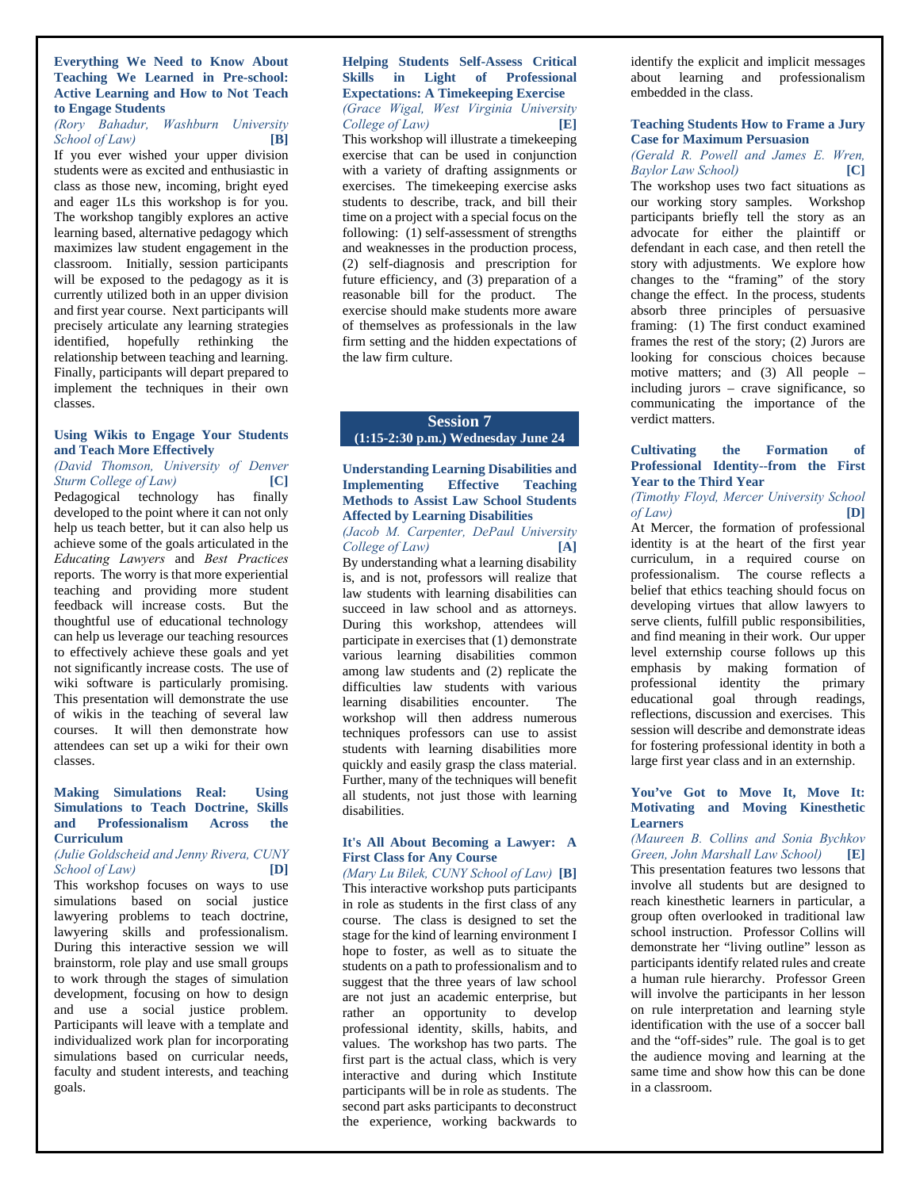### Everything We Need to Know About Teaching We Learned in Pre-school: Active Learning and How to Not Teach to Engage Students

*(Rory Bahadur, Washburn University School of Law)* **[B]**

If you ever wished your upper division students were as excited and enthusiastic in class as those new, incoming, bright eyed and eager 1Ls this workshop is for you. The workshop tangibly explores an active learning based, alternative pedagogy which maximizes law student engagement in the classroom. Initially, session participants will be exposed to the pedagogy as it is currently utilized both in an upper division and first year course. Next participants will precisely articulate any learning strategies identified, hopefully rethinking the relationship between teaching and learning. Finally, participants will depart prepared to implement the techniques in their own classes.

### Using Wikis to Engage Your Students and Teach More Effectively

*(David Thomson, University of Denver Sturm College of Law)* **[C]**

Pedagogical technology has finally developed to the point where it can not only help us teach better, but it can also help us achieve some of the goals articulated in the *Educating Lawyers* and *Best Practices* reports. The worry is that more experiential teaching and providing more student feedback will increase costs. But the thoughtful use of educational technology can help us leverage our teaching resources to effectively achieve these goals and yet not significantly increase costs. The use of wiki software is particularly promising. This presentation will demonstrate the use of wikis in the teaching of several law courses. It will then demonstrate how attendees can set up a wiki for their own classes.

### Making Simulations Real: Using Simulations to Teach Doctrine, Skills and Professionalism Across the Curriculum

*(Julie Goldscheid and Jenny Rivera, CUNY School of Law)* **[D]**

This workshop focuses on ways to use simulations based on social justice lawyering problems to teach doctrine, lawyering skills and professionalism. During this interactive session we will brainstorm, role play and use small groups to work through the stages of simulation development, focusing on how to design and use a social justice problem. Participants will leave with a template and individualized work plan for incorporating simulations based on curricular needs, faculty and student interests, and teaching goals.

### Helping Students Self-Assess Critical Skills in Light of Professional Expectations: A Timekeeping Exercise

*(Grace Wigal, West Virginia University College of Law)* **[E]**

This workshop will illustrate a timekeeping exercise that can be used in conjunction with a variety of drafting assignments or exercises. The timekeeping exercise asks students to describe, track, and bill their time on a project with a special focus on the following: (1) self-assessment of strengths and weaknesses in the production process, (2) self-diagnosis and prescription for future efficiency, and (3) preparation of a reasonable bill for the product. The exercise should make students more aware of themselves as professionals in the law firm setting and the hidden expectations of the law firm culture.

## Session 7
**(1:15-2:30 p.m.) Wednesday June 24**

### Understanding Learning Disabilities and Implementing Effective Teaching Methods to Assist Law School Students Affected by Learning Disabilities

*(Jacob M. Carpenter, DePaul University College of Law)* **[A]**

By understanding what a learning disability is, and is not, professors will realize that law students with learning disabilities can succeed in law school and as attorneys. During this workshop, attendees will participate in exercises that (1) demonstrate various learning disabilities common among law students and (2) replicate the difficulties law students with various learning disabilities encounter. The workshop will then address numerous techniques professors can use to assist students with learning disabilities more quickly and easily grasp the class material. Further, many of the techniques will benefit all students, not just those with learning disabilities.

### It's All About Becoming a Lawyer: A First Class for Any Course

*(Mary Lu Bilek, CUNY School of Law)* **[B]**

This interactive workshop puts participants in role as students in the first class of any course. The class is designed to set the stage for the kind of learning environment I hope to foster, as well as to situate the students on a path to professionalism and to suggest that the three years of law school are not just an academic enterprise, but rather an opportunity to develop professional identity, skills, habits, and values. The workshop has two parts. The first part is the actual class, which is very interactive and during which Institute participants will be in role as students. The second part asks participants to deconstruct the experience, working backwards to identify the explicit and implicit messages about learning and professionalism embedded in the class.

### Teaching Students How to Frame a Jury Case for Maximum Persuasion

*(Gerald R. Powell and James E. Wren, Baylor Law School)* **[C]**

The workshop uses two fact situations as our working story samples. Workshop participants briefly tell the story as an advocate for either the plaintiff or defendant in each case, and then retell the story with adjustments. We explore how changes to the "framing" of the story change the effect. In the process, students absorb three principles of persuasive framing: (1) The first conduct examined frames the rest of the story; (2) Jurors are looking for conscious choices because motive matters; and (3) All people – including jurors – crave significance, so communicating the importance of the verdict matters.

### Cultivating the Formation of Professional Identity--from the First Year to the Third Year

*(Timothy Floyd, Mercer University School of Law)* **[D]**

At Mercer, the formation of professional identity is at the heart of the first year curriculum, in a required course on professionalism. The course reflects a belief that ethics teaching should focus on developing virtues that allow lawyers to serve clients, fulfill public responsibilities, and find meaning in their work. Our upper level externship course follows up this emphasis by making formation of professional identity the primary educational goal through readings, reflections, discussion and exercises. This session will describe and demonstrate ideas for fostering professional identity in both a large first year class and in an externship.

### You've Got to Move It, Move It: Motivating and Moving Kinesthetic Learners

*(Maureen B. Collins and Sonia Bychkov Green, John Marshall Law School)* **[E]**

This presentation features two lessons that involve all students but are designed to reach kinesthetic learners in particular, a group often overlooked in traditional law school instruction. Professor Collins will demonstrate her "living outline" lesson as participants identify related rules and create a human rule hierarchy. Professor Green will involve the participants in her lesson on rule interpretation and learning style identification with the use of a soccer ball and the "off-sides" rule. The goal is to get the audience moving and learning at the same time and show how this can be done in a classroom.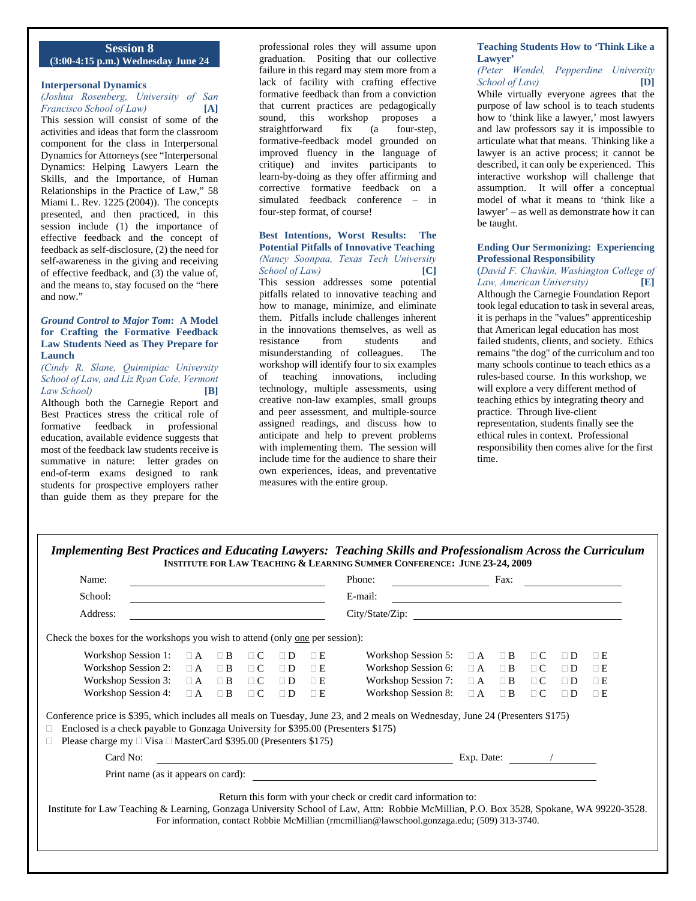## Session 8
**(3:00-4:15 p.m.) Wednesday June 24**

### Interpersonal Dynamics
*(Joshua Rosenberg, University of San Francisco School of Law)* **[A]**

This session will consist of some of the activities and ideas that form the classroom component for the class in Interpersonal Dynamics for Attorneys (see "Interpersonal Dynamics: Helping Lawyers Learn the Skills, and the Importance, of Human Relationships in the Practice of Law," 58 Miami L. Rev. 1225 (2004)). The concepts presented, and then practiced, in this session include (1) the importance of effective feedback and the concept of feedback as self-disclosure, (2) the need for self-awareness in the giving and receiving of effective feedback, and (3) the value of, and the means to, stay focused on the "here and now."

### *Ground Control to Major Tom*: A Model for Crafting the Formative Feedback Law Students Need as They Prepare for Launch
*(Cindy R. Slane, Quinnipiac University School of Law, and Liz Ryan Cole, Vermont Law School)* **[B]**

Although both the Carnegie Report and Best Practices stress the critical role of formative feedback in professional education, available evidence suggests that most of the feedback law students receive is summative in nature: letter grades on end-of-term exams designed to rank students for prospective employers rather than guide them as they prepare for the professional roles they will assume upon graduation. Positing that our collective failure in this regard may stem more from a lack of facility with crafting effective formative feedback than from a conviction that current practices are pedagogically sound, this workshop proposes a straightforward fix (a four-step, formative-feedback model grounded on improved fluency in the language of critique) and invites participants to learn-by-doing as they offer affirming and corrective formative feedback on a simulated feedback conference – in four-step format, of course!

### Best Intentions, Worst Results: The Potential Pitfalls of Innovative Teaching
*(Nancy Soonpaa, Texas Tech University School of Law)* **[C]**

This session addresses some potential pitfalls related to innovative teaching and how to manage, minimize, and eliminate them. Pitfalls include challenges inherent in the innovations themselves, as well as resistance from students and misunderstanding of colleagues. The workshop will identify four to six examples of teaching innovations, including technology, multiple assessments, using creative non-law examples, small groups and peer assessment, and multiple-source assigned readings, and discuss how to anticipate and help to prevent problems with implementing them. The session will include time for the audience to share their own experiences, ideas, and preventative measures with the entire group.

### Teaching Students How to 'Think Like a Lawyer'
*(Peter Wendel, Pepperdine University School of Law)* **[D]**

While virtually everyone agrees that the purpose of law school is to teach students how to 'think like a lawyer,' most lawyers and law professors say it is impossible to articulate what that means. Thinking like a lawyer is an active process; it cannot be described, it can only be experienced. This interactive workshop will challenge that assumption. It will offer a conceptual model of what it means to 'think like a lawyer' – as well as demonstrate how it can be taught.

### Ending Our Sermonizing: Experiencing Professional Responsibility
(*David F. Chavkin, Washington College of Law, American University)* **[E]**

Although the Carnegie Foundation Report took legal education to task in several areas, it is perhaps in the "values" apprenticeship that American legal education has most failed students, clients, and society. Ethics remains "the dog" of the curriculum and too many schools continue to teach ethics as a rules-based course. In this workshop, we will explore a very different method of teaching ethics by integrating theory and practice. Through live-client representation, students finally see the ethical rules in context. Professional responsibility then comes alive for the first time.

---

***Implementing Best Practices and Educating Lawyers: Teaching Skills and Professionalism Across the Curriculum***
**INSTITUTE FOR LAW TEACHING & LEARNING SUMMER CONFERENCE: JUNE 23-24, 2009**

Name: ______________________ Phone: ______________ Fax: ______________

School: ______________________ E-mail: ______________________

Address: ______________________ City/State/Zip: ______________________

Check the boxes for the workshops you wish to attend (only <u>one</u> per session):

| | | | | | | | | | | |
|---|---|---|---|---|---|---|---|---|---|---|
| Workshop Session 1: | ☐ A | ☐ B | ☐ C | ☐ D | ☐ E | Workshop Session 5: | ☐ A | ☐ B | ☐ C | ☐ D | ☐ E |
| Workshop Session 2: | ☐ A | ☐ B | ☐ C | ☐ D | ☐ E | Workshop Session 6: | ☐ A | ☐ B | ☐ C | ☐ D | ☐ E |
| Workshop Session 3: | ☐ A | ☐ B | ☐ C | ☐ D | ☐ E | Workshop Session 7: | ☐ A | ☐ B | ☐ C | ☐ D | ☐ E |
| Workshop Session 4: | ☐ A | ☐ B | ☐ C | ☐ D | ☐ E | Workshop Session 8: | ☐ A | ☐ B | ☐ C | ☐ D | ☐ E |

Conference price is $395, which includes all meals on Tuesday, June 23, and 2 meals on Wednesday, June 24 (Presenters $175)

☐ Enclosed is a check payable to Gonzaga University for $395.00 (Presenters $175)

☐ Please charge my ☐ Visa ☐ MasterCard $395.00 (Presenters $175)

Card No: ______________________ Exp. Date: ____ / ____

Print name (as it appears on card): ______________________

Return this form with your check or credit card information to:
Institute for Law Teaching & Learning, Gonzaga University School of Law, Attn: Robbie McMillian, P.O. Box 3528, Spokane, WA 99220-3528.
For information, contact Robbie McMillian (rmcmillian@lawschool.gonzaga.edu; (509) 313-3740.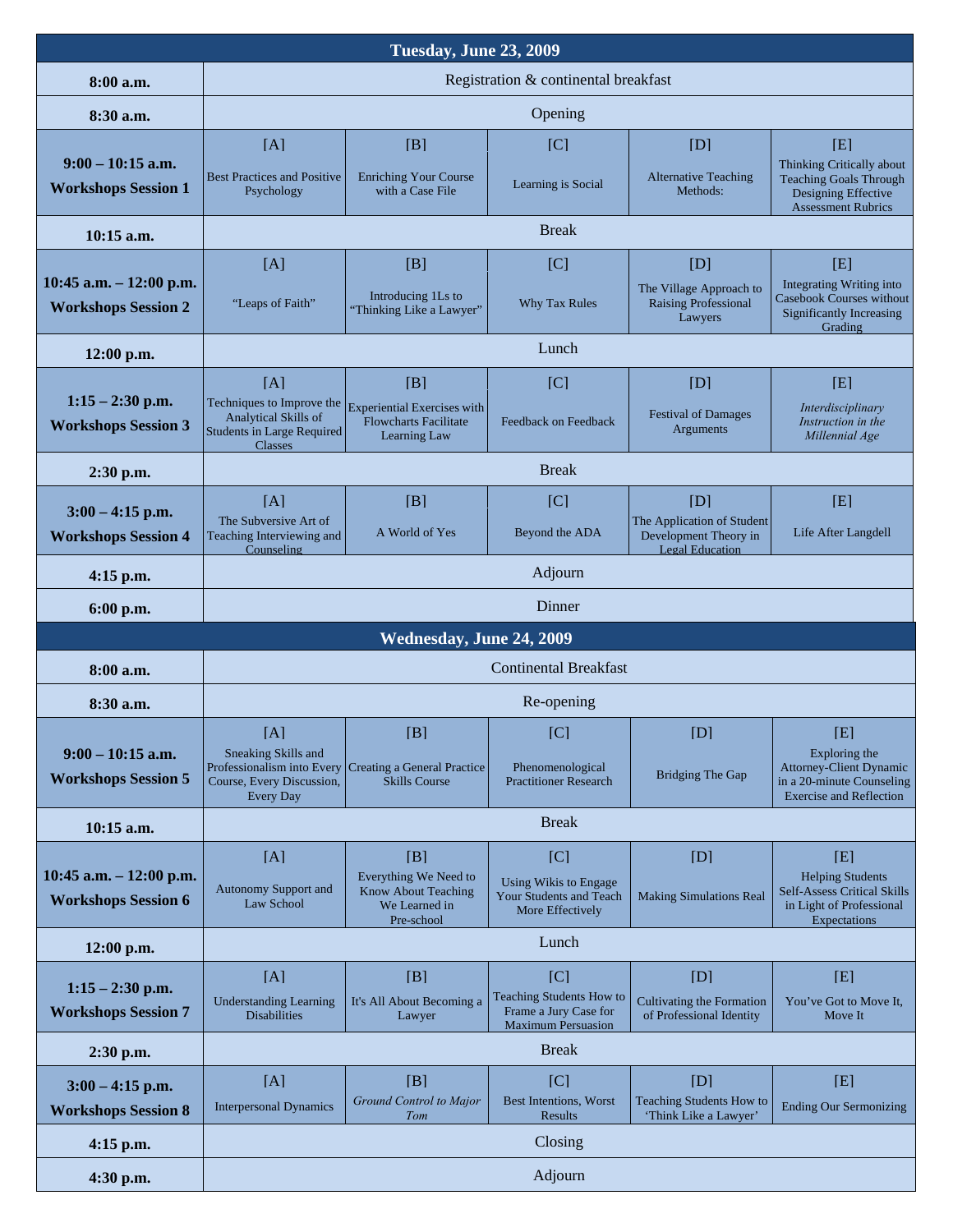| Tuesday, June 23, 2009 | | | | | |
|---|---|---|---|---|---|
| **8:00 a.m.** | Registration & continental breakfast | | | | |
| **8:30 a.m.** | Opening | | | | |
| **9:00 – 10:15 a.m. Workshops Session 1** | [A] Best Practices and Positive Psychology | [B] Enriching Your Course with a Case File | [C] Learning is Social | [D] Alternative Teaching Methods: | [E] Thinking Critically about Teaching Goals Through Designing Effective Assessment Rubrics |
| **10:15 a.m.** | Break | | | | |
| **10:45 a.m. – 12:00 p.m. Workshops Session 2** | [A] "Leaps of Faith" | [B] Introducing 1Ls to "Thinking Like a Lawyer" | [C] Why Tax Rules | [D] The Village Approach to Raising Professional Lawyers | [E] Integrating Writing into Casebook Courses without Significantly Increasing Grading |
| **12:00 p.m.** | Lunch | | | | |
| **1:15 – 2:30 p.m. Workshops Session 3** | [A] Techniques to Improve the Analytical Skills of Students in Large Required Classes | [B] Experiential Exercises with Flowcharts Facilitate Learning Law | [C] Feedback on Feedback | [D] Festival of Damages Arguments | [E] *Interdisciplinary Instruction in the Millennial Age* |
| **2:30 p.m.** | Break | | | | |
| **3:00 – 4:15 p.m. Workshops Session 4** | [A] The Subversive Art of Teaching Interviewing and Counseling | [B] A World of Yes | [C] Beyond the ADA | [D] The Application of Student Development Theory in Legal Education | [E] Life After Langdell |
| **4:15 p.m.** | Adjourn | | | | |
| **6:00 p.m.** | Dinner | | | | |

| Wednesday, June 24, 2009 | | | | | |
|---|---|---|---|---|---|
| **8:00 a.m.** | Continental Breakfast | | | | |
| **8:30 a.m.** | Re-opening | | | | |
| **9:00 – 10:15 a.m. Workshops Session 5** | [A] Sneaking Skills and Professionalism into Every Course, Every Discussion, Every Day | [B] Creating a General Practice Skills Course | [C] Phenomenological Practitioner Research | [D] Bridging The Gap | [E] Exploring the Attorney-Client Dynamic in a 20-minute Counseling Exercise and Reflection |
| **10:15 a.m.** | Break | | | | |
| **10:45 a.m. – 12:00 p.m. Workshops Session 6** | [A] Autonomy Support and Law School | [B] Everything We Need to Know About Teaching We Learned in Pre-school | [C] Using Wikis to Engage Your Students and Teach More Effectively | [D] Making Simulations Real | [E] Helping Students Self-Assess Critical Skills in Light of Professional Expectations |
| **12:00 p.m.** | Lunch | | | | |
| **1:15 – 2:30 p.m. Workshops Session 7** | [A] Understanding Learning Disabilities | [B] It's All About Becoming a Lawyer | [C] Teaching Students How to Frame a Jury Case for Maximum Persuasion | [D] Cultivating the Formation of Professional Identity | [E] You've Got to Move It, Move It |
| **2:30 p.m.** | Break | | | | |
| **3:00 – 4:15 p.m. Workshops Session 8** | [A] Interpersonal Dynamics | [B] *Ground Control to Major Tom* | [C] Best Intentions, Worst Results | [D] Teaching Students How to 'Think Like a Lawyer' | [E] Ending Our Sermonizing |
| **4:15 p.m.** | Closing | | | | |
| **4:30 p.m.** | Adjourn | | | | |